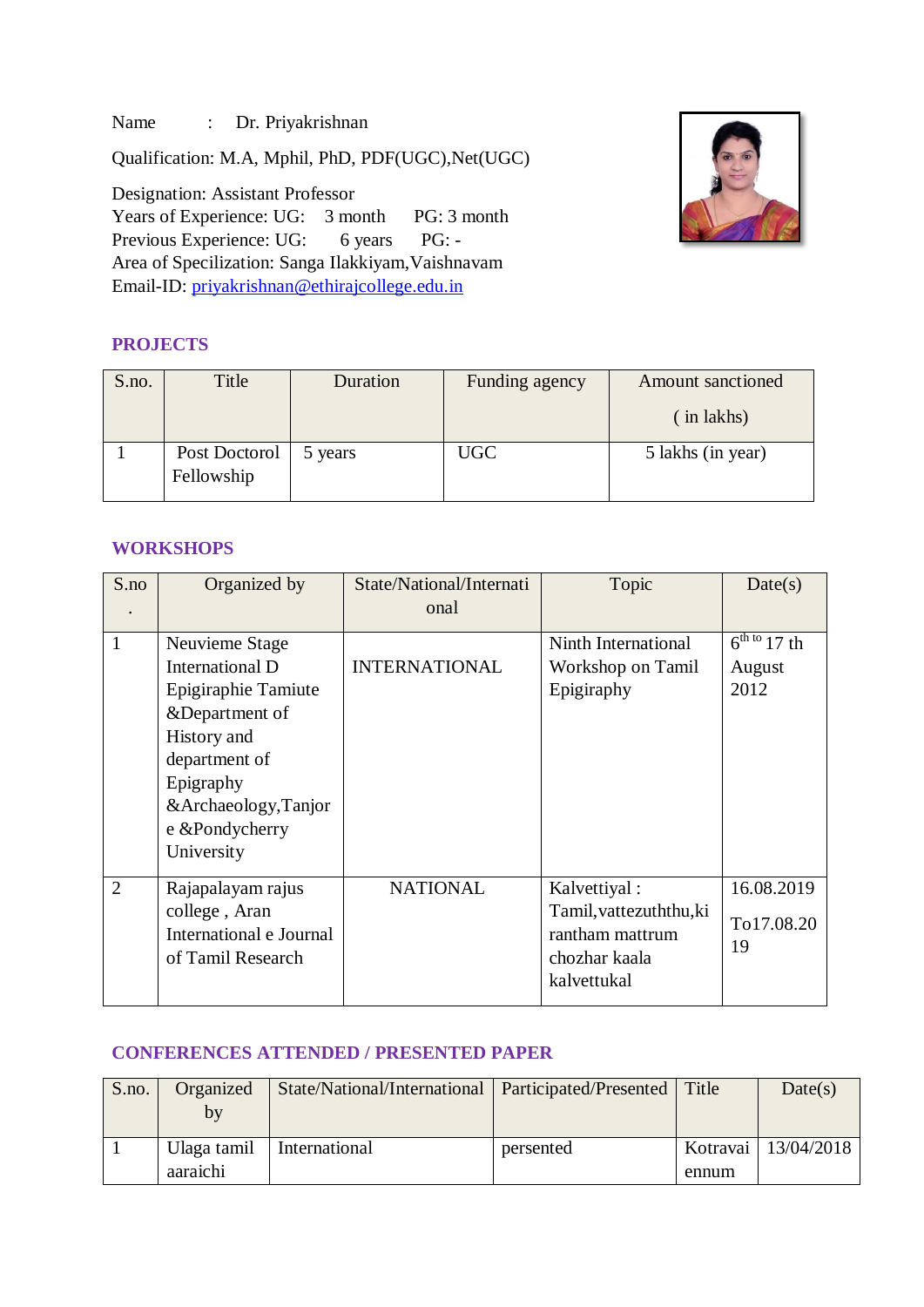Name : Dr. Priyakrishnan

Qualification: M.A, Mphil, PhD, PDF(UGC),Net(UGC)

Designation: Assistant Professor
Years of Experience: UG: 3 month PG: 3 month
Previous Experience: UG: 6 years PG: -
Area of Specilization: Sanga Ilakkiyam,Vaishnavam
Email-ID: priyakrishnan@ethirajcollege.edu.in

## PROJECTS

| S.no. | Title | Duration | Funding agency | Amount sanctioned ( in lakhs) |
|---|---|---|---|---|
| 1 | Post Doctorol Fellowship | 5 years | UGC | 5 lakhs (in year) |

## WORKSHOPS

| S.no. | Organized by | State/National/International | Topic | Date(s) |
|---|---|---|---|---|
| 1 | Neuvieme Stage International D Epigiraphie Tamiute &Department of History and department of Epigraphy &Archaeology,Tanjore &Pondycherry University | INTERNATIONAL | Ninth International Workshop on Tamil Epigiraphy | 6th to 17 th August 2012 |
| 2 | Rajapalayam rajus college , Aran International e Journal of Tamil Research | NATIONAL | Kalvettiyal : Tamil,vattezuththu,kirantham mattrum chozhar kaala kalvettukal | 16.08.2019 To17.08.2019 |

## CONFERENCES ATTENDED / PRESENTED PAPER

| S.no. | Organized by | State/National/International | Participated/Presented | Title | Date(s) |
|---|---|---|---|---|---|
| 1 | Ulaga tamil aaraichi | International | persented | Kotravai ennum | 13/04/2018 |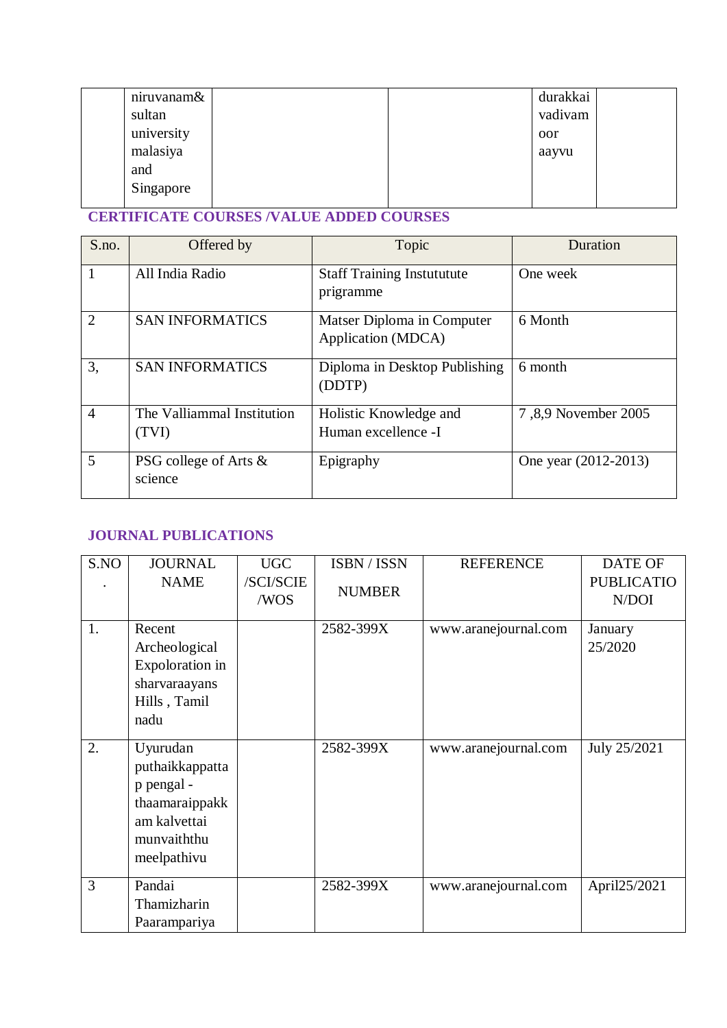| | niruvanam& sultan university malasiya and Singapore | | | durakkai vadivam oor aayvu | |
|---|---|---|---|---|---|

## CERTIFICATE COURSES /VALUE ADDED COURSES

| S.no. | Offered by | Topic | Duration |
|---|---|---|---|
| 1 | All India Radio | Staff Training Instututute prigramme | One week |
| 2 | SAN INFORMATICS | Matser Diploma in Computer Application (MDCA) | 6 Month |
| 3, | SAN INFORMATICS | Diploma in Desktop Publishing (DDTP) | 6 month |
| 4 | The Valliammal Institution (TVI) | Holistic Knowledge and Human excellence -I | 7 ,8,9 November 2005 |
| 5 | PSG college of Arts & science | Epigraphy | One year (2012-2013) |

## JOURNAL PUBLICATIONS

| S.NO. | JOURNAL NAME | UGC /SCI/SCIE /WOS | ISBN / ISSN NUMBER | REFERENCE | DATE OF PUBLICATIO N/DOI |
|---|---|---|---|---|---|
| 1. | Recent Archeological Expoloration in sharvaraayans Hills , Tamil nadu | | 2582-399X | www.aranejournal.com | January 25/2020 |
| 2. | Uyurudan puthaikkappatta p pengal - thaamaraippakk am kalvettai munvaiththu meelpathivu | | 2582-399X | www.aranejournal.com | July 25/2021 |
| 3 | Pandai Thamizharin Paarampariya | | 2582-399X | www.aranejournal.com | April25/2021 |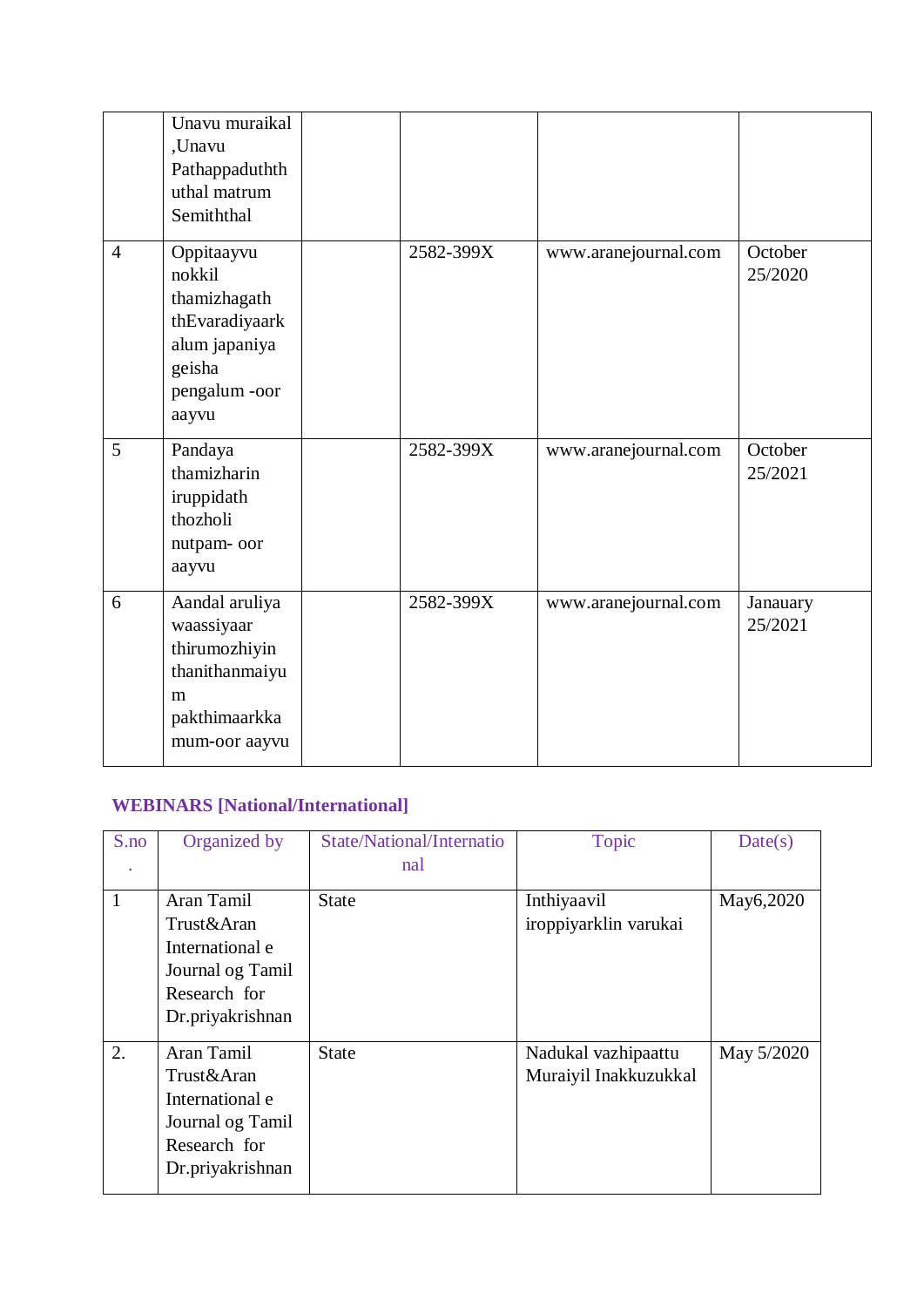|  | Unavu muraikal ,Unavu Pathappaduthth uthal matrum Semiththal |  |  |  |  |
|---|---|---|---|---|---|
| 4 | Oppitaayvu nokkil thamizhagath thEvaradiyaarkalum japaniya geisha pengalum -oor aayvu |  | 2582-399X | www.aranejournal.com | October 25/2020 |
| 5 | Pandaya thamizharin iruppidath thozholi nutpam- oor aayvu |  | 2582-399X | www.aranejournal.com | October 25/2021 |
| 6 | Aandal aruliya waassiyaar thirumozhiyin thanithanmaiyum pakthimaarkkamum-oor aayvu |  | 2582-399X | www.aranejournal.com | Janauary 25/2021 |

## WEBINARS [National/International]

| S.no. | Organized by | State/National/International | Topic | Date(s) |
|---|---|---|---|---|
| 1 | Aran Tamil Trust&Aran International e Journal og Tamil Research for Dr.priyakrishnan | State | Inthiyaavil iroppiyarklin varukai | May6,2020 |
| 2. | Aran Tamil Trust&Aran International e Journal og Tamil Research for Dr.priyakrishnan | State | Nadukal vazhipaattu Muraiyil Inakkuzukkal | May 5/2020 |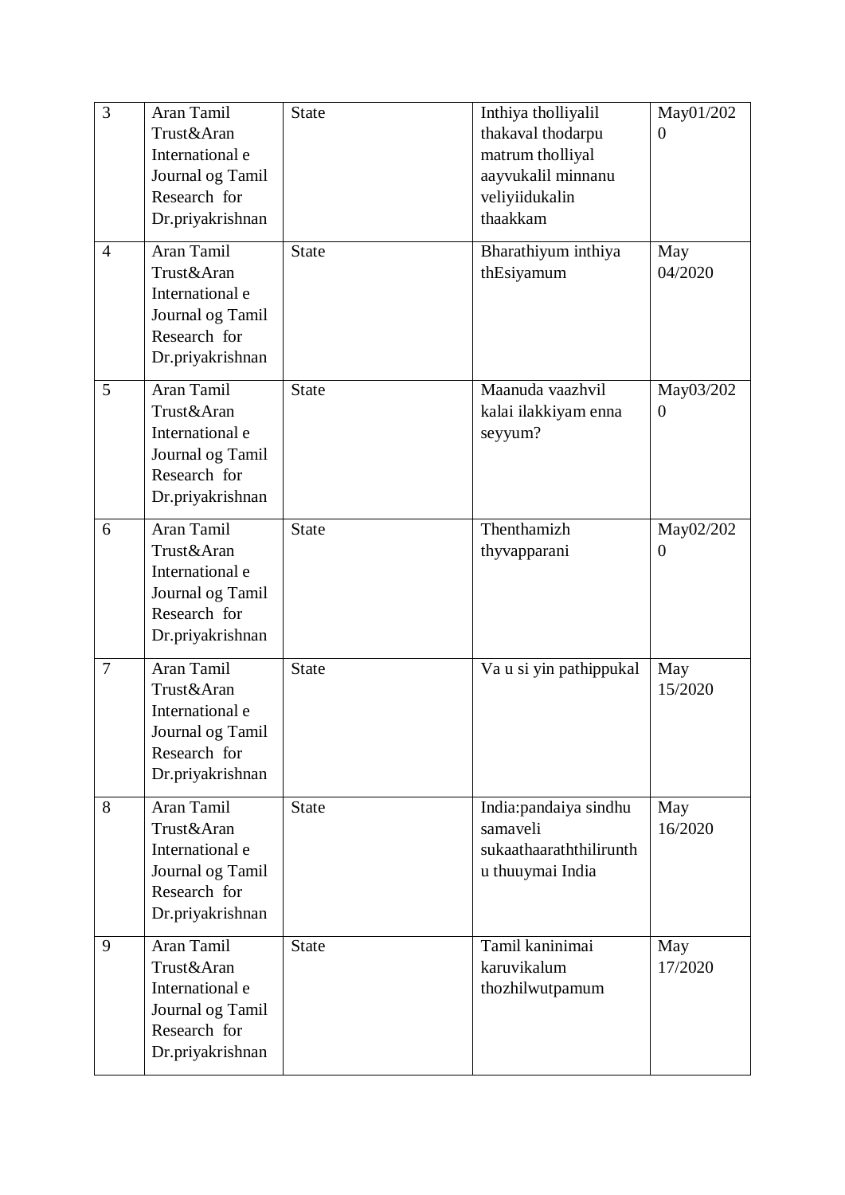| 3 | Aran Tamil Trust&Aran International e Journal og Tamil Research for Dr.priyakrishnan | State | Inthiya tholliyalil thakaval thodarpu matrum tholliyal aayvukalil minnanu veliyiidukalin thaakkam | May01/2020 |
|---|---|---|---|---|
| 4 | Aran Tamil Trust&Aran International e Journal og Tamil Research for Dr.priyakrishnan | State | Bharathiyum inthiya thEsiyamum | May 04/2020 |
| 5 | Aran Tamil Trust&Aran International e Journal og Tamil Research for Dr.priyakrishnan | State | Maanuda vaazhvil kalai ilakkiyam enna seyyum? | May03/2020 |
| 6 | Aran Tamil Trust&Aran International e Journal og Tamil Research for Dr.priyakrishnan | State | Thenthamizh thyvapparani | May02/2020 |
| 7 | Aran Tamil Trust&Aran International e Journal og Tamil Research for Dr.priyakrishnan | State | Va u si yin pathippukal | May 15/2020 |
| 8 | Aran Tamil Trust&Aran International e Journal og Tamil Research for Dr.priyakrishnan | State | India:pandaiya sindhu samaveli sukaathaaraththilirunth u thuuymai India | May 16/2020 |
| 9 | Aran Tamil Trust&Aran International e Journal og Tamil Research for Dr.priyakrishnan | State | Tamil kaninimai karuvikalum thozhilwutpamum | May 17/2020 |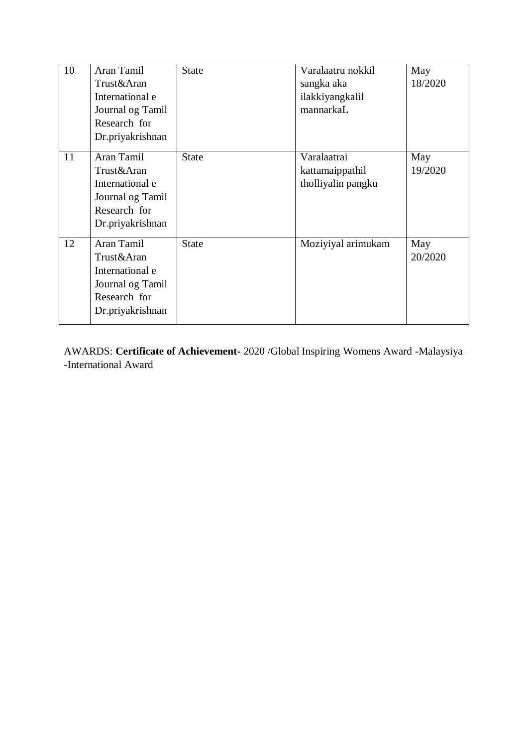| | | | | |
|---|---|---|---|---|
| 10 | Aran Tamil Trust&Aran International e Journal og Tamil Research for Dr.priyakrishnan | State | Varalaatru nokkil sangka aka ilakkiyangkalil mannarkaL | May 18/2020 |
| 11 | Aran Tamil Trust&Aran International e Journal og Tamil Research for Dr.priyakrishnan | State | Varalaatrai kattamaippathil tholliyalin pangku | May 19/2020 |
| 12 | Aran Tamil Trust&Aran International e Journal og Tamil Research for Dr.priyakrishnan | State | Moziyiyal arimukam | May 20/2020 |

AWARDS: **Certificate of Achievement-** 2020 /Global Inspiring Womens Award -Malaysiya -International Award